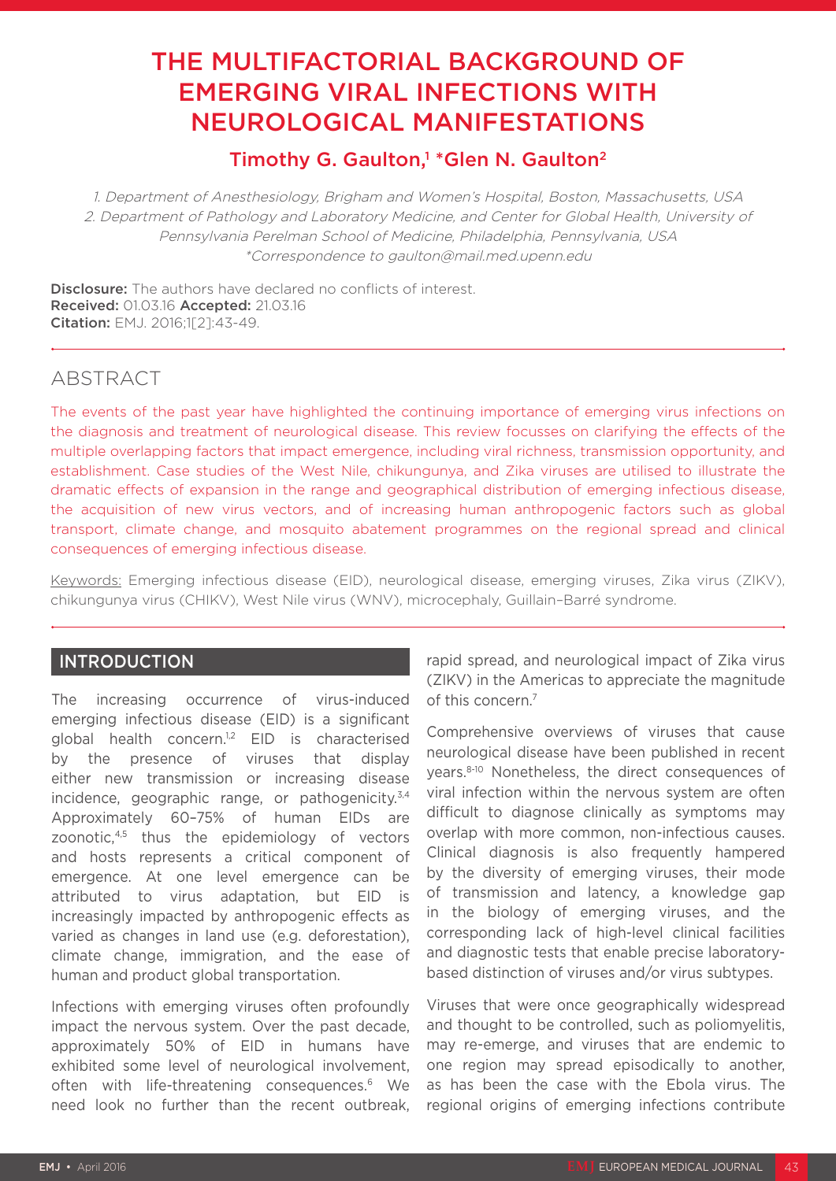# THE MULTIFACTORIAL BACKGROUND OF EMERGING VIRAL INFECTIONS WITH NEUROLOGICAL MANIFESTATIONS

## Timothy G. Gaulton,[1] *Glen N. Gaulton[2]

*1. Department of Anesthesiology, Brigham and Women's Hospital, Boston, Massachusetts, USA*
*2. Department of Pathology and Laboratory Medicine, and Center for Global Health, University of Pennsylvania Perelman School of Medicine, Philadelphia, Pennsylvania, USA*
*\*Correspondence to gaulton@mail.med.upenn.edu*

**Disclosure:** The authors have declared no conflicts of interest.
**Received:** 01.03.16 **Accepted:** 21.03.16
**Citation:** EMJ. 2016;1[2]:43-49.

## ABSTRACT

The events of the past year have highlighted the continuing importance of emerging virus infections on the diagnosis and treatment of neurological disease. This review focusses on clarifying the effects of the multiple overlapping factors that impact emergence, including viral richness, transmission opportunity, and establishment. Case studies of the West Nile, chikungunya, and Zika viruses are utilised to illustrate the dramatic effects of expansion in the range and geographical distribution of emerging infectious disease, the acquisition of new virus vectors, and of increasing human anthropogenic factors such as global transport, climate change, and mosquito abatement programmes on the regional spread and clinical consequences of emerging infectious disease.

Keywords: Emerging infectious disease (EID), neurological disease, emerging viruses, Zika virus (ZIKV), chikungunya virus (CHIKV), West Nile virus (WNV), microcephaly, Guillain–Barré syndrome.

## INTRODUCTION

The increasing occurrence of virus-induced emerging infectious disease (EID) is a significant global health concern.[1,2] EID is characterised by the presence of viruses that display either new transmission or increasing disease incidence, geographic range, or pathogenicity.[3,4] Approximately 60–75% of human EIDs are zoonotic,[4,5] thus the epidemiology of vectors and hosts represents a critical component of emergence. At one level emergence can be attributed to virus adaptation, but EID is increasingly impacted by anthropogenic effects as varied as changes in land use (e.g. deforestation), climate change, immigration, and the ease of human and product global transportation.

Infections with emerging viruses often profoundly impact the nervous system. Over the past decade, approximately 50% of EID in humans have exhibited some level of neurological involvement, often with life-threatening consequences.[6] We need look no further than the recent outbreak, rapid spread, and neurological impact of Zika virus (ZIKV) in the Americas to appreciate the magnitude of this concern.[7]

Comprehensive overviews of viruses that cause neurological disease have been published in recent years.[8-10] Nonetheless, the direct consequences of viral infection within the nervous system are often difficult to diagnose clinically as symptoms may overlap with more common, non-infectious causes. Clinical diagnosis is also frequently hampered by the diversity of emerging viruses, their mode of transmission and latency, a knowledge gap in the biology of emerging viruses, and the corresponding lack of high-level clinical facilities and diagnostic tests that enable precise laboratory-based distinction of viruses and/or virus subtypes.

Viruses that were once geographically widespread and thought to be controlled, such as poliomyelitis, may re-emerge, and viruses that are endemic to one region may spread episodically to another, as has been the case with the Ebola virus. The regional origins of emerging infections contribute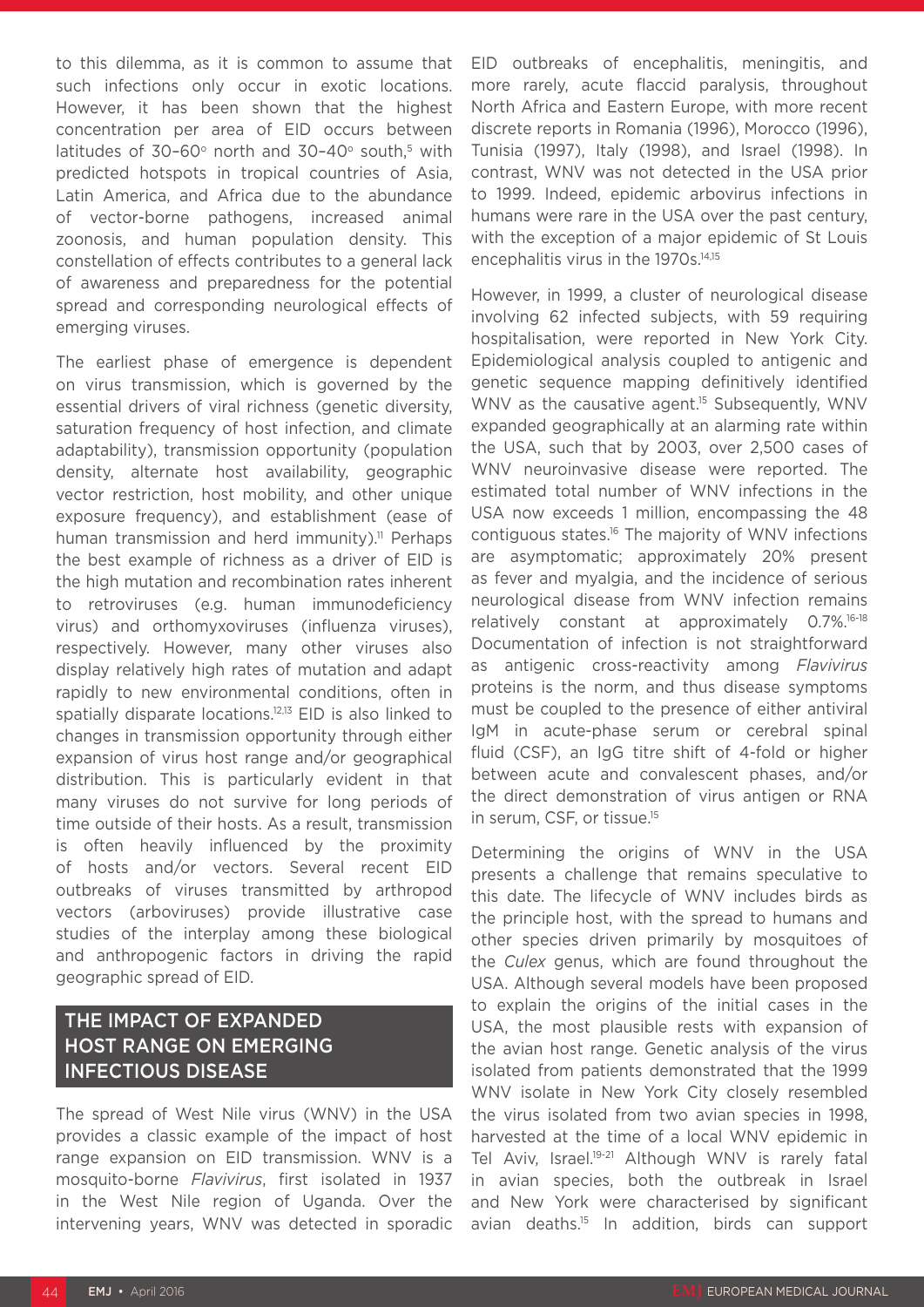to this dilemma, as it is common to assume that such infections only occur in exotic locations. However, it has been shown that the highest concentration per area of EID occurs between latitudes of 30–60° north and 30–40° south,[5] with predicted hotspots in tropical countries of Asia, Latin America, and Africa due to the abundance of vector-borne pathogens, increased animal zoonosis, and human population density. This constellation of effects contributes to a general lack of awareness and preparedness for the potential spread and corresponding neurological effects of emerging viruses.

The earliest phase of emergence is dependent on virus transmission, which is governed by the essential drivers of viral richness (genetic diversity, saturation frequency of host infection, and climate adaptability), transmission opportunity (population density, alternate host availability, geographic vector restriction, host mobility, and other unique exposure frequency), and establishment (ease of human transmission and herd immunity).[11] Perhaps the best example of richness as a driver of EID is the high mutation and recombination rates inherent to retroviruses (e.g. human immunodeficiency virus) and orthomyxoviruses (influenza viruses), respectively. However, many other viruses also display relatively high rates of mutation and adapt rapidly to new environmental conditions, often in spatially disparate locations.[12,13] EID is also linked to changes in transmission opportunity through either expansion of virus host range and/or geographical distribution. This is particularly evident in that many viruses do not survive for long periods of time outside of their hosts. As a result, transmission is often heavily influenced by the proximity of hosts and/or vectors. Several recent EID outbreaks of viruses transmitted by arthropod vectors (arboviruses) provide illustrative case studies of the interplay among these biological and anthropogenic factors in driving the rapid geographic spread of EID.

## THE IMPACT OF EXPANDED HOST RANGE ON EMERGING INFECTIOUS DISEASE

The spread of West Nile virus (WNV) in the USA provides a classic example of the impact of host range expansion on EID transmission. WNV is a mosquito-borne *Flavivirus*, first isolated in 1937 in the West Nile region of Uganda. Over the intervening years, WNV was detected in sporadic EID outbreaks of encephalitis, meningitis, and more rarely, acute flaccid paralysis, throughout North Africa and Eastern Europe, with more recent discrete reports in Romania (1996), Morocco (1996), Tunisia (1997), Italy (1998), and Israel (1998). In contrast, WNV was not detected in the USA prior to 1999. Indeed, epidemic arbovirus infections in humans were rare in the USA over the past century, with the exception of a major epidemic of St Louis encephalitis virus in the 1970s.[14,15]

However, in 1999, a cluster of neurological disease involving 62 infected subjects, with 59 requiring hospitalisation, were reported in New York City. Epidemiological analysis coupled to antigenic and genetic sequence mapping definitively identified WNV as the causative agent.[15] Subsequently, WNV expanded geographically at an alarming rate within the USA, such that by 2003, over 2,500 cases of WNV neuroinvasive disease were reported. The estimated total number of WNV infections in the USA now exceeds 1 million, encompassing the 48 contiguous states.[16] The majority of WNV infections are asymptomatic; approximately 20% present as fever and myalgia, and the incidence of serious neurological disease from WNV infection remains relatively constant at approximately 0.7%.[16-18] Documentation of infection is not straightforward as antigenic cross-reactivity among *Flavivirus* proteins is the norm, and thus disease symptoms must be coupled to the presence of either antiviral IgM in acute-phase serum or cerebral spinal fluid (CSF), an IgG titre shift of 4-fold or higher between acute and convalescent phases, and/or the direct demonstration of virus antigen or RNA in serum, CSF, or tissue.[15]

Determining the origins of WNV in the USA presents a challenge that remains speculative to this date. The lifecycle of WNV includes birds as the principle host, with the spread to humans and other species driven primarily by mosquitoes of the *Culex* genus, which are found throughout the USA. Although several models have been proposed to explain the origins of the initial cases in the USA, the most plausible rests with expansion of the avian host range. Genetic analysis of the virus isolated from patients demonstrated that the 1999 WNV isolate in New York City closely resembled the virus isolated from two avian species in 1998, harvested at the time of a local WNV epidemic in Tel Aviv, Israel.[19-21] Although WNV is rarely fatal in avian species, both the outbreak in Israel and New York were characterised by significant avian deaths.[15] In addition, birds can support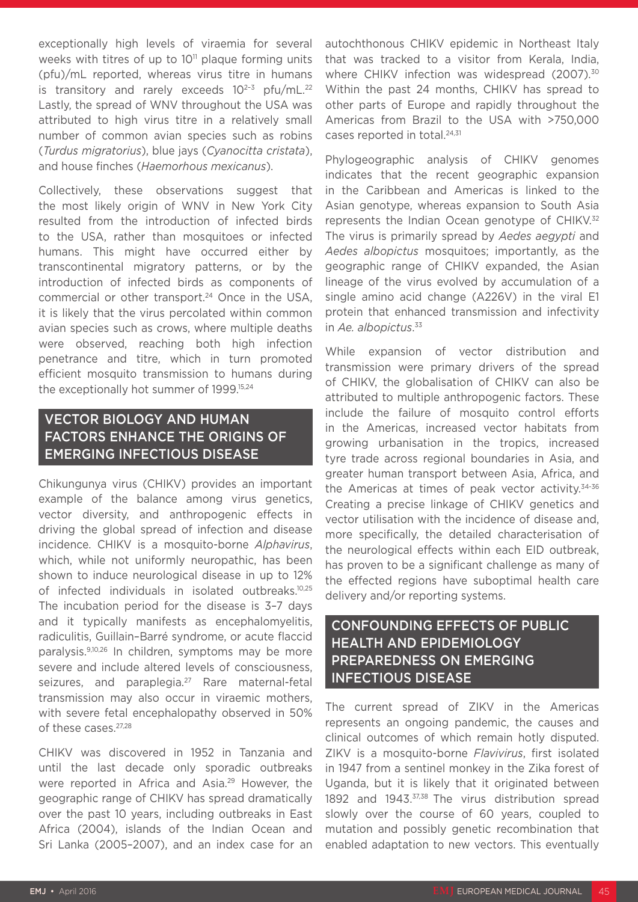exceptionally high levels of viraemia for several weeks with titres of up to $10^{11}$ plaque forming units (pfu)/mL reported, whereas virus titre in humans is transitory and rarely exceeds $10^{2-3}$ pfu/mL.[22] Lastly, the spread of WNV throughout the USA was attributed to high virus titre in a relatively small number of common avian species such as robins (*Turdus migratorius*), blue jays (*Cyanocitta cristata*), and house finches (*Haemorhous mexicanus*).

Collectively, these observations suggest that the most likely origin of WNV in New York City resulted from the introduction of infected birds to the USA, rather than mosquitoes or infected humans. This might have occurred either by transcontinental migratory patterns, or by the introduction of infected birds as components of commercial or other transport.[24] Once in the USA, it is likely that the virus percolated within common avian species such as crows, where multiple deaths were observed, reaching both high infection penetrance and titre, which in turn promoted efficient mosquito transmission to humans during the exceptionally hot summer of 1999.[15,24]

## VECTOR BIOLOGY AND HUMAN FACTORS ENHANCE THE ORIGINS OF EMERGING INFECTIOUS DISEASE

Chikungunya virus (CHIKV) provides an important example of the balance among virus genetics, vector diversity, and anthropogenic effects in driving the global spread of infection and disease incidence. CHIKV is a mosquito-borne *Alphavirus*, which, while not uniformly neuropathic, has been shown to induce neurological disease in up to 12% of infected individuals in isolated outbreaks.[10,25] The incubation period for the disease is 3–7 days and it typically manifests as encephalomyelitis, radiculitis, Guillain–Barré syndrome, or acute flaccid paralysis.[9,10,26] In children, symptoms may be more severe and include altered levels of consciousness, seizures, and paraplegia.[27] Rare maternal-fetal transmission may also occur in viraemic mothers, with severe fetal encephalopathy observed in 50% of these cases.[27,28]

CHIKV was discovered in 1952 in Tanzania and until the last decade only sporadic outbreaks were reported in Africa and Asia.[29] However, the geographic range of CHIKV has spread dramatically over the past 10 years, including outbreaks in East Africa (2004), islands of the Indian Ocean and Sri Lanka (2005–2007), and an index case for an autochthonous CHIKV epidemic in Northeast Italy that was tracked to a visitor from Kerala, India, where CHIKV infection was widespread (2007).[30] Within the past 24 months, CHIKV has spread to other parts of Europe and rapidly throughout the Americas from Brazil to the USA with >750,000 cases reported in total.[24,31]

Phylogeographic analysis of CHIKV genomes indicates that the recent geographic expansion in the Caribbean and Americas is linked to the Asian genotype, whereas expansion to South Asia represents the Indian Ocean genotype of CHIKV.[32] The virus is primarily spread by *Aedes aegypti* and *Aedes albopictus* mosquitoes; importantly, as the geographic range of CHIKV expanded, the Asian lineage of the virus evolved by accumulation of a single amino acid change (A226V) in the viral E1 protein that enhanced transmission and infectivity in *Ae. albopictus*.[33]

While expansion of vector distribution and transmission were primary drivers of the spread of CHIKV, the globalisation of CHIKV can also be attributed to multiple anthropogenic factors. These include the failure of mosquito control efforts in the Americas, increased vector habitats from growing urbanisation in the tropics, increased tyre trade across regional boundaries in Asia, and greater human transport between Asia, Africa, and the Americas at times of peak vector activity.[34-36] Creating a precise linkage of CHIKV genetics and vector utilisation with the incidence of disease and, more specifically, the detailed characterisation of the neurological effects within each EID outbreak, has proven to be a significant challenge as many of the effected regions have suboptimal health care delivery and/or reporting systems.

## CONFOUNDING EFFECTS OF PUBLIC HEALTH AND EPIDEMIOLOGY PREPAREDNESS ON EMERGING INFECTIOUS DISEASE

The current spread of ZIKV in the Americas represents an ongoing pandemic, the causes and clinical outcomes of which remain hotly disputed. ZIKV is a mosquito-borne *Flavivirus*, first isolated in 1947 from a sentinel monkey in the Zika forest of Uganda, but it is likely that it originated between 1892 and 1943.[37,38] The virus distribution spread slowly over the course of 60 years, coupled to mutation and possibly genetic recombination that enabled adaptation to new vectors. This eventually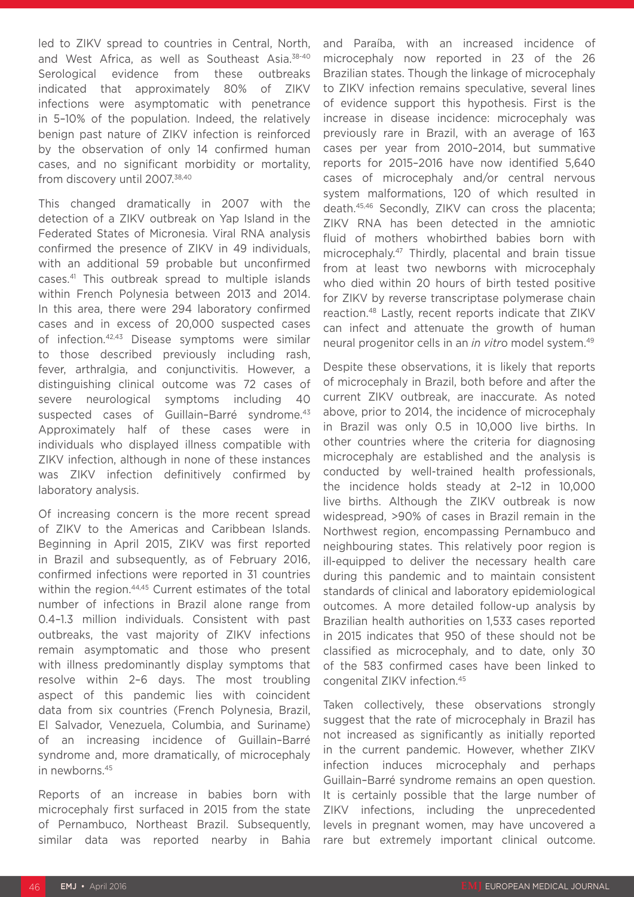led to ZIKV spread to countries in Central, North, and West Africa, as well as Southeast Asia.[38-40] Serological evidence from these outbreaks indicated that approximately 80% of ZIKV infections were asymptomatic with penetrance in 5–10% of the population. Indeed, the relatively benign past nature of ZIKV infection is reinforced by the observation of only 14 confirmed human cases, and no significant morbidity or mortality, from discovery until 2007.[38,40]

This changed dramatically in 2007 with the detection of a ZIKV outbreak on Yap Island in the Federated States of Micronesia. Viral RNA analysis confirmed the presence of ZIKV in 49 individuals, with an additional 59 probable but unconfirmed cases.[41] This outbreak spread to multiple islands within French Polynesia between 2013 and 2014. In this area, there were 294 laboratory confirmed cases and in excess of 20,000 suspected cases of infection.[42,43] Disease symptoms were similar to those described previously including rash, fever, arthralgia, and conjunctivitis. However, a distinguishing clinical outcome was 72 cases of severe neurological symptoms including 40 suspected cases of Guillain–Barré syndrome.[43] Approximately half of these cases were in individuals who displayed illness compatible with ZIKV infection, although in none of these instances was ZIKV infection definitively confirmed by laboratory analysis.

Of increasing concern is the more recent spread of ZIKV to the Americas and Caribbean Islands. Beginning in April 2015, ZIKV was first reported in Brazil and subsequently, as of February 2016, confirmed infections were reported in 31 countries within the region.[44,45] Current estimates of the total number of infections in Brazil alone range from 0.4–1.3 million individuals. Consistent with past outbreaks, the vast majority of ZIKV infections remain asymptomatic and those who present with illness predominantly display symptoms that resolve within 2–6 days. The most troubling aspect of this pandemic lies with coincident data from six countries (French Polynesia, Brazil, El Salvador, Venezuela, Columbia, and Suriname) of an increasing incidence of Guillain–Barré syndrome and, more dramatically, of microcephaly in newborns.[45]

Reports of an increase in babies born with microcephaly first surfaced in 2015 from the state of Pernambuco, Northeast Brazil. Subsequently, similar data was reported nearby in Bahia and Paraíba, with an increased incidence of microcephaly now reported in 23 of the 26 Brazilian states. Though the linkage of microcephaly to ZIKV infection remains speculative, several lines of evidence support this hypothesis. First is the increase in disease incidence: microcephaly was previously rare in Brazil, with an average of 163 cases per year from 2010–2014, but summative reports for 2015–2016 have now identified 5,640 cases of microcephaly and/or central nervous system malformations, 120 of which resulted in death.[45,46] Secondly, ZIKV can cross the placenta; ZIKV RNA has been detected in the amniotic fluid of mothers whobirthed babies born with microcephaly.[47] Thirdly, placental and brain tissue from at least two newborns with microcephaly who died within 20 hours of birth tested positive for ZIKV by reverse transcriptase polymerase chain reaction.[48] Lastly, recent reports indicate that ZIKV can infect and attenuate the growth of human neural progenitor cells in an *in vitro* model system.[49]

Despite these observations, it is likely that reports of microcephaly in Brazil, both before and after the current ZIKV outbreak, are inaccurate. As noted above, prior to 2014, the incidence of microcephaly in Brazil was only 0.5 in 10,000 live births. In other countries where the criteria for diagnosing microcephaly are established and the analysis is conducted by well-trained health professionals, the incidence holds steady at 2–12 in 10,000 live births. Although the ZIKV outbreak is now widespread, >90% of cases in Brazil remain in the Northwest region, encompassing Pernambuco and neighbouring states. This relatively poor region is ill-equipped to deliver the necessary health care during this pandemic and to maintain consistent standards of clinical and laboratory epidemiological outcomes. A more detailed follow-up analysis by Brazilian health authorities on 1,533 cases reported in 2015 indicates that 950 of these should not be classified as microcephaly, and to date, only 30 of the 583 confirmed cases have been linked to congenital ZIKV infection.[45]

Taken collectively, these observations strongly suggest that the rate of microcephaly in Brazil has not increased as significantly as initially reported in the current pandemic. However, whether ZIKV infection induces microcephaly and perhaps Guillain–Barré syndrome remains an open question. It is certainly possible that the large number of ZIKV infections, including the unprecedented levels in pregnant women, may have uncovered a rare but extremely important clinical outcome.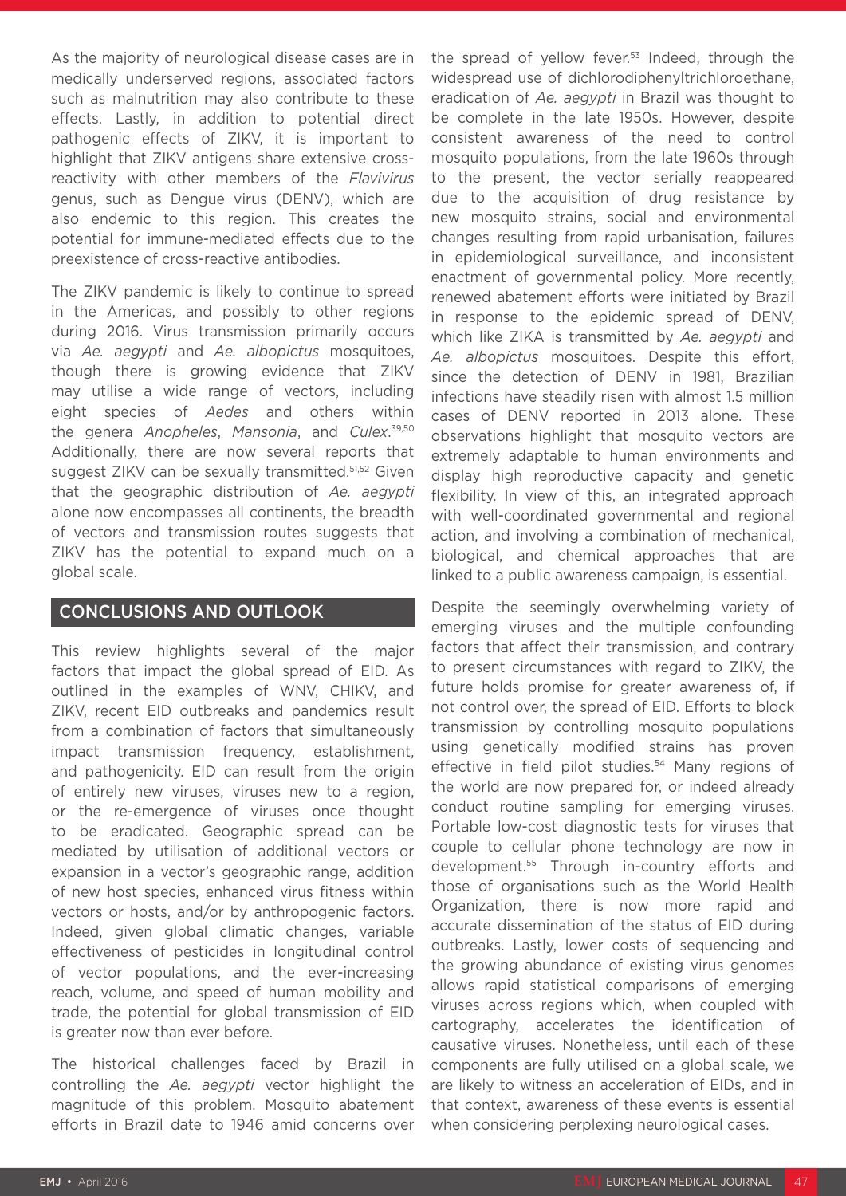As the majority of neurological disease cases are in medically underserved regions, associated factors such as malnutrition may also contribute to these effects. Lastly, in addition to potential direct pathogenic effects of ZIKV, it is important to highlight that ZIKV antigens share extensive cross-reactivity with other members of the *Flavivirus* genus, such as Dengue virus (DENV), which are also endemic to this region. This creates the potential for immune-mediated effects due to the preexistence of cross-reactive antibodies.

The ZIKV pandemic is likely to continue to spread in the Americas, and possibly to other regions during 2016. Virus transmission primarily occurs via *Ae. aegypti* and *Ae. albopictus* mosquitoes, though there is growing evidence that ZIKV may utilise a wide range of vectors, including eight species of *Aedes* and others within the genera *Anopheles*, *Mansonia*, and *Culex*.[39,50] Additionally, there are now several reports that suggest ZIKV can be sexually transmitted.[51,52] Given that the geographic distribution of *Ae. aegypti* alone now encompasses all continents, the breadth of vectors and transmission routes suggests that ZIKV has the potential to expand much on a global scale.

## CONCLUSIONS AND OUTLOOK

This review highlights several of the major factors that impact the global spread of EID. As outlined in the examples of WNV, CHIKV, and ZIKV, recent EID outbreaks and pandemics result from a combination of factors that simultaneously impact transmission frequency, establishment, and pathogenicity. EID can result from the origin of entirely new viruses, viruses new to a region, or the re-emergence of viruses once thought to be eradicated. Geographic spread can be mediated by utilisation of additional vectors or expansion in a vector's geographic range, addition of new host species, enhanced virus fitness within vectors or hosts, and/or by anthropogenic factors. Indeed, given global climatic changes, variable effectiveness of pesticides in longitudinal control of vector populations, and the ever-increasing reach, volume, and speed of human mobility and trade, the potential for global transmission of EID is greater now than ever before.

The historical challenges faced by Brazil in controlling the *Ae. aegypti* vector highlight the magnitude of this problem. Mosquito abatement efforts in Brazil date to 1946 amid concerns over the spread of yellow fever.[53] Indeed, through the widespread use of dichlorodiphenyltrichloroethane, eradication of *Ae. aegypti* in Brazil was thought to be complete in the late 1950s. However, despite consistent awareness of the need to control mosquito populations, from the late 1960s through to the present, the vector serially reappeared due to the acquisition of drug resistance by new mosquito strains, social and environmental changes resulting from rapid urbanisation, failures in epidemiological surveillance, and inconsistent enactment of governmental policy. More recently, renewed abatement efforts were initiated by Brazil in response to the epidemic spread of DENV, which like ZIKA is transmitted by *Ae. aegypti* and *Ae. albopictus* mosquitoes. Despite this effort, since the detection of DENV in 1981, Brazilian infections have steadily risen with almost 1.5 million cases of DENV reported in 2013 alone. These observations highlight that mosquito vectors are extremely adaptable to human environments and display high reproductive capacity and genetic flexibility. In view of this, an integrated approach with well-coordinated governmental and regional action, and involving a combination of mechanical, biological, and chemical approaches that are linked to a public awareness campaign, is essential.

Despite the seemingly overwhelming variety of emerging viruses and the multiple confounding factors that affect their transmission, and contrary to present circumstances with regard to ZIKV, the future holds promise for greater awareness of, if not control over, the spread of EID. Efforts to block transmission by controlling mosquito populations using genetically modified strains has proven effective in field pilot studies.[54] Many regions of the world are now prepared for, or indeed already conduct routine sampling for emerging viruses. Portable low-cost diagnostic tests for viruses that couple to cellular phone technology are now in development.[55] Through in-country efforts and those of organisations such as the World Health Organization, there is now more rapid and accurate dissemination of the status of EID during outbreaks. Lastly, lower costs of sequencing and the growing abundance of existing virus genomes allows rapid statistical comparisons of emerging viruses across regions which, when coupled with cartography, accelerates the identification of causative viruses. Nonetheless, until each of these components are fully utilised on a global scale, we are likely to witness an acceleration of EIDs, and in that context, awareness of these events is essential when considering perplexing neurological cases.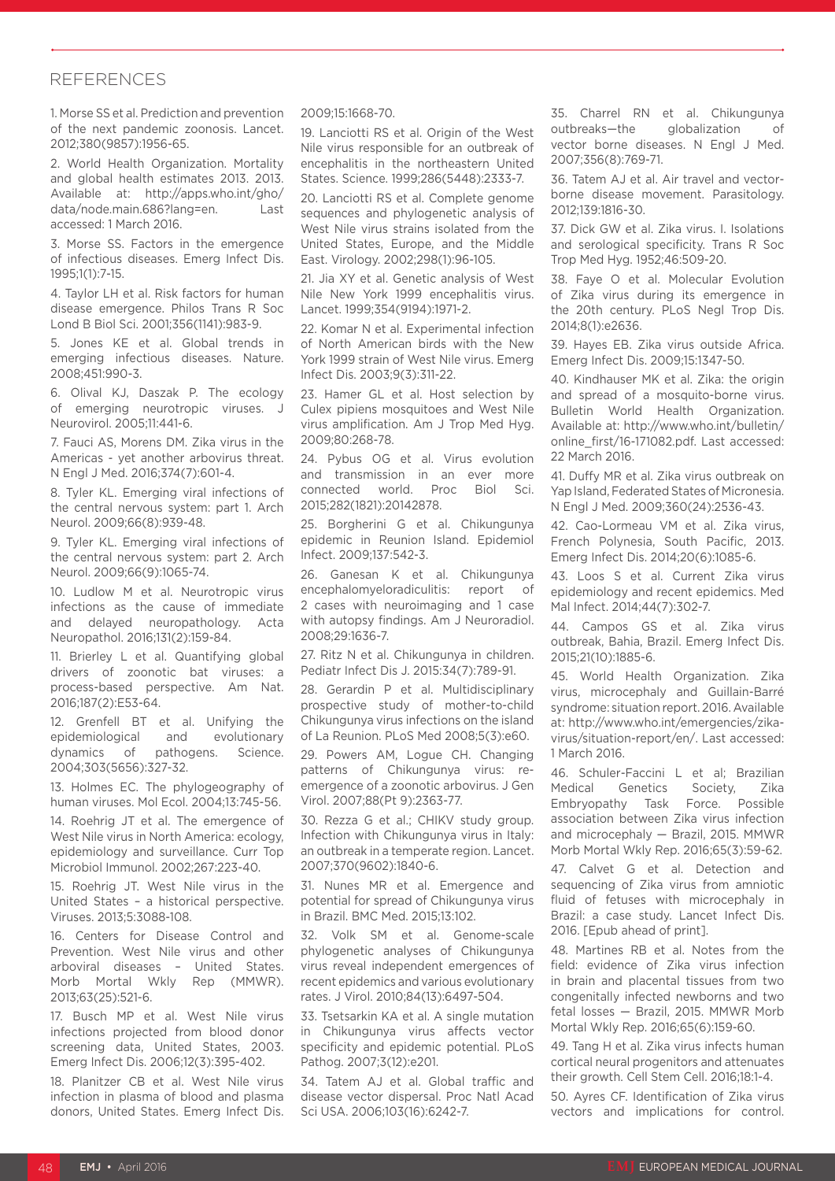## REFERENCES

1. Morse SS et al. Prediction and prevention of the next pandemic zoonosis. Lancet. 2012;380(9857):1956-65.

2. World Health Organization. Mortality and global health estimates 2013. 2013. Available at: http://apps.who.int/gho/data/node.main.686?lang=en. Last accessed: 1 March 2016.

3. Morse SS. Factors in the emergence of infectious diseases. Emerg Infect Dis. 1995;1(1):7-15.

4. Taylor LH et al. Risk factors for human disease emergence. Philos Trans R Soc Lond B Biol Sci. 2001;356(1141):983-9.

5. Jones KE et al. Global trends in emerging infectious diseases. Nature. 2008;451:990-3.

6. Olival KJ, Daszak P. The ecology of emerging neurotropic viruses. J Neurovirol. 2005;11:441-6.

7. Fauci AS, Morens DM. Zika virus in the Americas - yet another arbovirus threat. N Engl J Med. 2016;374(7):601-4.

8. Tyler KL. Emerging viral infections of the central nervous system: part 1. Arch Neurol. 2009;66(8):939-48.

9. Tyler KL. Emerging viral infections of the central nervous system: part 2. Arch Neurol. 2009;66(9):1065-74.

10. Ludlow M et al. Neurotropic virus infections as the cause of immediate and delayed neuropathology. Acta Neuropathol. 2016;131(2):159-84.

11. Brierley L et al. Quantifying global drivers of zoonotic bat viruses: a process-based perspective. Am Nat. 2016;187(2):E53-64.

12. Grenfell BT et al. Unifying the epidemiological and evolutionary dynamics of pathogens. Science. 2004;303(5656):327-32.

13. Holmes EC. The phylogeography of human viruses. Mol Ecol. 2004;13:745-56.

14. Roehrig JT et al. The emergence of West Nile virus in North America: ecology, epidemiology and surveillance. Curr Top Microbiol Immunol. 2002;267:223-40.

15. Roehrig JT. West Nile virus in the United States – a historical perspective. Viruses. 2013;5:3088-108.

16. Centers for Disease Control and Prevention. West Nile virus and other arboviral diseases – United States. Morb Mortal Wkly Rep (MMWR). 2013;63(25):521-6.

17. Busch MP et al. West Nile virus infections projected from blood donor screening data, United States, 2003. Emerg Infect Dis. 2006;12(3):395-402.

18. Planitzer CB et al. West Nile virus infection in plasma of blood and plasma donors, United States. Emerg Infect Dis. 2009;15:1668-70.

19. Lanciotti RS et al. Origin of the West Nile virus responsible for an outbreak of encephalitis in the northeastern United States. Science. 1999;286(5448):2333-7.

20. Lanciotti RS et al. Complete genome sequences and phylogenetic analysis of West Nile virus strains isolated from the United States, Europe, and the Middle East. Virology. 2002;298(1):96-105.

21. Jia XY et al. Genetic analysis of West Nile New York 1999 encephalitis virus. Lancet. 1999;354(9194):1971-2.

22. Komar N et al. Experimental infection of North American birds with the New York 1999 strain of West Nile virus. Emerg Infect Dis. 2003;9(3):311-22.

23. Hamer GL et al. Host selection by Culex pipiens mosquitoes and West Nile virus amplification. Am J Trop Med Hyg. 2009;80:268-78.

24. Pybus OG et al. Virus evolution and transmission in an ever more connected world. Proc Biol Sci. 2015;282(1821):20142878.

25. Borgherini G et al. Chikungunya epidemic in Reunion Island. Epidemiol Infect. 2009;137:542-3.

26. Ganesan K et al. Chikungunya encephalomyeloradiculitis: report of 2 cases with neuroimaging and 1 case with autopsy findings. Am J Neuroradiol. 2008;29:1636-7.

27. Ritz N et al. Chikungunya in children. Pediatr Infect Dis J. 2015:34(7):789-91.

28. Gerardin P et al. Multidisciplinary prospective study of mother-to-child Chikungunya virus infections on the island of La Reunion. PLoS Med 2008;5(3):e60.

29. Powers AM, Logue CH. Changing patterns of Chikungunya virus: re-emergence of a zoonotic arbovirus. J Gen Virol. 2007;88(Pt 9):2363-77.

30. Rezza G et al.; CHIKV study group. Infection with Chikungunya virus in Italy: an outbreak in a temperate region. Lancet. 2007;370(9602):1840-6.

31. Nunes MR et al. Emergence and potential for spread of Chikungunya virus in Brazil. BMC Med. 2015;13:102.

32. Volk SM et al. Genome-scale phylogenetic analyses of Chikungunya virus reveal independent emergences of recent epidemics and various evolutionary rates. J Virol. 2010;84(13):6497-504.

33. Tsetsarkin KA et al. A single mutation in Chikungunya virus affects vector specificity and epidemic potential. PLoS Pathog. 2007;3(12):e201.

34. Tatem AJ et al. Global traffic and disease vector dispersal. Proc Natl Acad Sci USA. 2006;103(16):6242-7.

35. Charrel RN et al. Chikungunya outbreaks—the globalization of vector borne diseases. N Engl J Med. 2007;356(8):769-71.

36. Tatem AJ et al. Air travel and vector-borne disease movement. Parasitology. 2012;139:1816-30.

37. Dick GW et al. Zika virus. I. Isolations and serological specificity. Trans R Soc Trop Med Hyg. 1952;46:509-20.

38. Faye O et al. Molecular Evolution of Zika virus during its emergence in the 20th century. PLoS Negl Trop Dis. 2014;8(1):e2636.

39. Hayes EB. Zika virus outside Africa. Emerg Infect Dis. 2009;15:1347-50.

40. Kindhauser MK et al. Zika: the origin and spread of a mosquito-borne virus. Bulletin World Health Organization. Available at: http://www.who.int/bulletin/online_first/16-171082.pdf. Last accessed: 22 March 2016.

41. Duffy MR et al. Zika virus outbreak on Yap Island, Federated States of Micronesia. N Engl J Med. 2009;360(24):2536-43.

42. Cao-Lormeau VM et al. Zika virus, French Polynesia, South Pacific, 2013. Emerg Infect Dis. 2014;20(6):1085-6.

43. Loos S et al. Current Zika virus epidemiology and recent epidemics. Med Mal Infect. 2014;44(7):302-7.

44. Campos GS et al. Zika virus outbreak, Bahia, Brazil. Emerg Infect Dis. 2015;21(10):1885-6.

45. World Health Organization. Zika virus, microcephaly and Guillain-Barré syndrome: situation report. 2016. Available at: http://www.who.int/emergencies/zika-virus/situation-report/en/. Last accessed: 1 March 2016.

46. Schuler-Faccini L et al; Brazilian Medical Genetics Society, Zika Embryopathy Task Force. Possible association between Zika virus infection and microcephaly — Brazil, 2015. MMWR Morb Mortal Wkly Rep. 2016;65(3):59-62.

47. Calvet G et al. Detection and sequencing of Zika virus from amniotic fluid of fetuses with microcephaly in Brazil: a case study. Lancet Infect Dis. 2016. [Epub ahead of print].

48. Martines RB et al. Notes from the field: evidence of Zika virus infection in brain and placental tissues from two congenitally infected newborns and two fetal losses — Brazil, 2015. MMWR Morb Mortal Wkly Rep. 2016;65(6):159-60.

49. Tang H et al. Zika virus infects human cortical neural progenitors and attenuates their growth. Cell Stem Cell. 2016;18:1-4.

50. Ayres CF. Identification of Zika virus vectors and implications for control.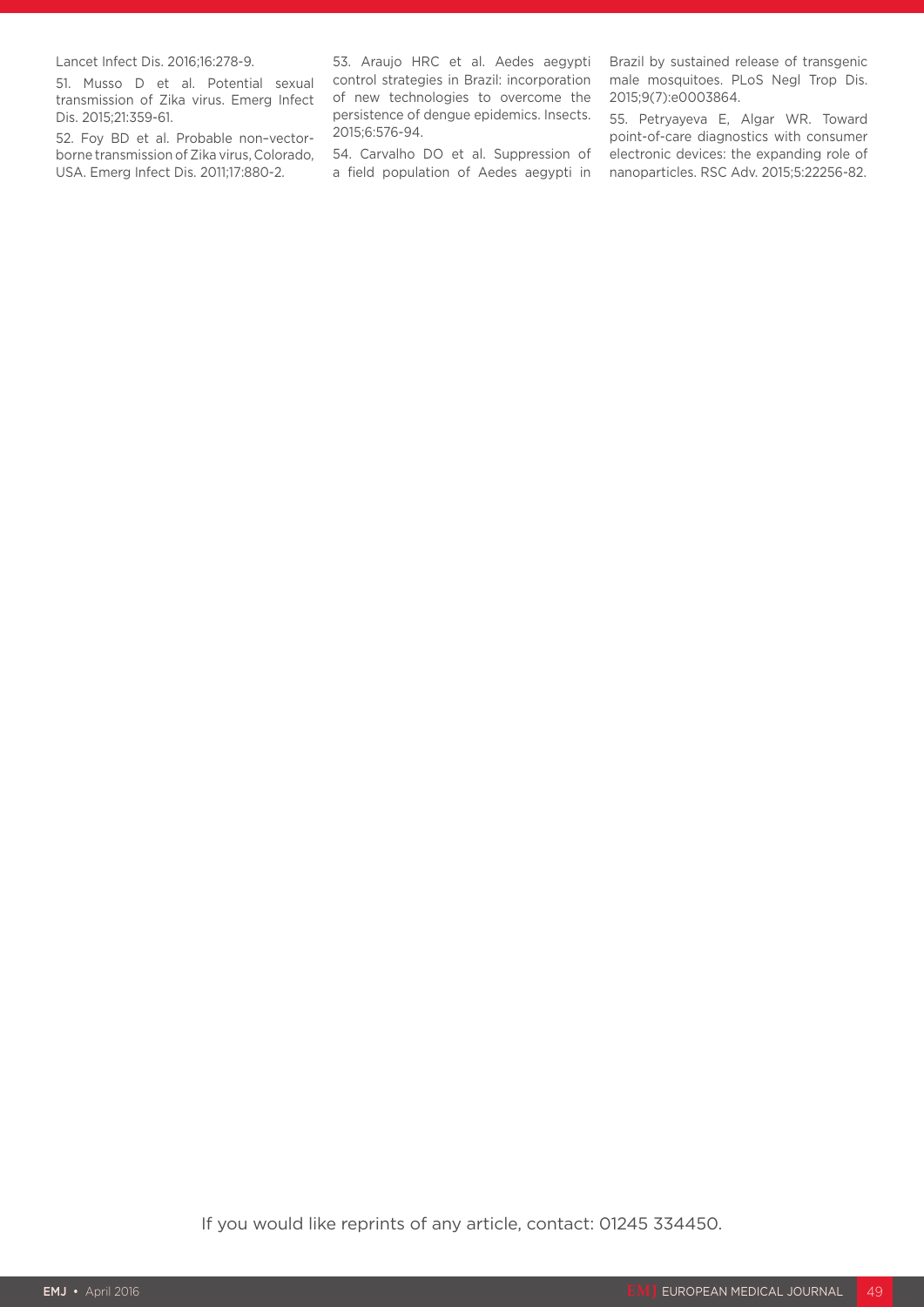Lancet Infect Dis. 2016;16:278-9.

51. Musso D et al. Potential sexual transmission of Zika virus. Emerg Infect Dis. 2015;21:359-61.

52. Foy BD et al. Probable non–vector-borne transmission of Zika virus, Colorado, USA. Emerg Infect Dis. 2011;17:880-2.

53. Araujo HRC et al. Aedes aegypti control strategies in Brazil: incorporation of new technologies to overcome the persistence of dengue epidemics. Insects. 2015;6:576-94.

54. Carvalho DO et al. Suppression of a field population of Aedes aegypti in Brazil by sustained release of transgenic male mosquitoes. PLoS Negl Trop Dis. 2015;9(7):e0003864.

55. Petryayeva E, Algar WR. Toward point-of-care diagnostics with consumer electronic devices: the expanding role of nanoparticles. RSC Adv. 2015;5:22256-82.

If you would like reprints of any article, contact: 01245 334450.